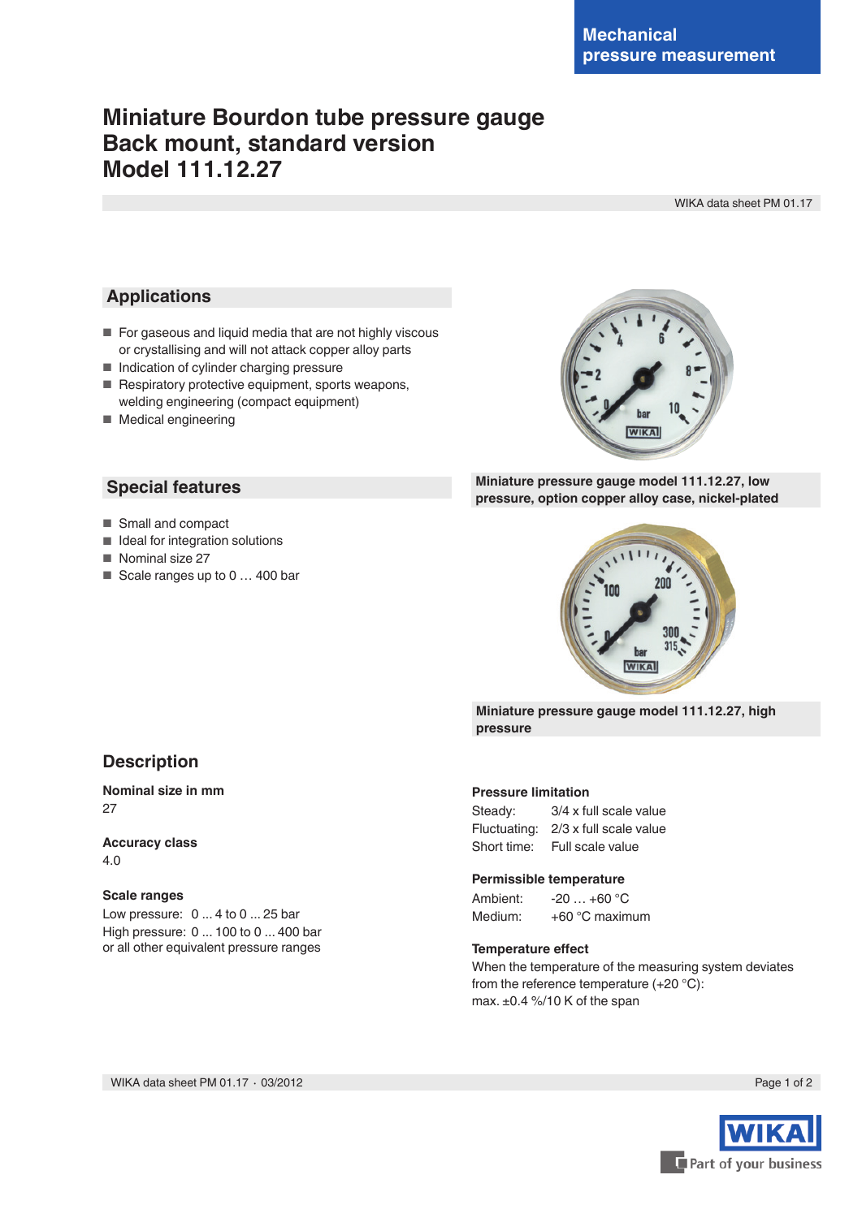Mechanical pressure measurement

# Miniature Bourdon tube pressure gauge
# Back mount, standard version
# Model 111.12.27

WIKA data sheet PM 01.17

## Applications

- For gaseous and liquid media that are not highly viscous or crystallising and will not attack copper alloy parts
- Indication of cylinder charging pressure
- Respiratory protective equipment, sports weapons, welding engineering (compact equipment)
- Medical engineering

## Special features

- Small and compact
- Ideal for integration solutions
- Nominal size 27
- Scale ranges up to 0 … 400 bar

**Miniature pressure gauge model 111.12.27, low pressure, option copper alloy case, nickel-plated**

**Miniature pressure gauge model 111.12.27, high pressure**

## Description

**Nominal size in mm**
27

**Accuracy class**
4.0

**Scale ranges**
Low pressure: 0 ... 4 to 0 ... 25 bar
High pressure: 0 ... 100 to 0 ... 400 bar
or all other equivalent pressure ranges

**Pressure limitation**
Steady: 3/4 x full scale value
Fluctuating: 2/3 x full scale value
Short time: Full scale value

**Permissible temperature**
Ambient: -20 … +60 °C
Medium: +60 °C maximum

**Temperature effect**
When the temperature of the measuring system deviates from the reference temperature (+20 °C):
max. ±0.4 %/10 K of the span

WIKA data sheet PM 01.17 · 03/2012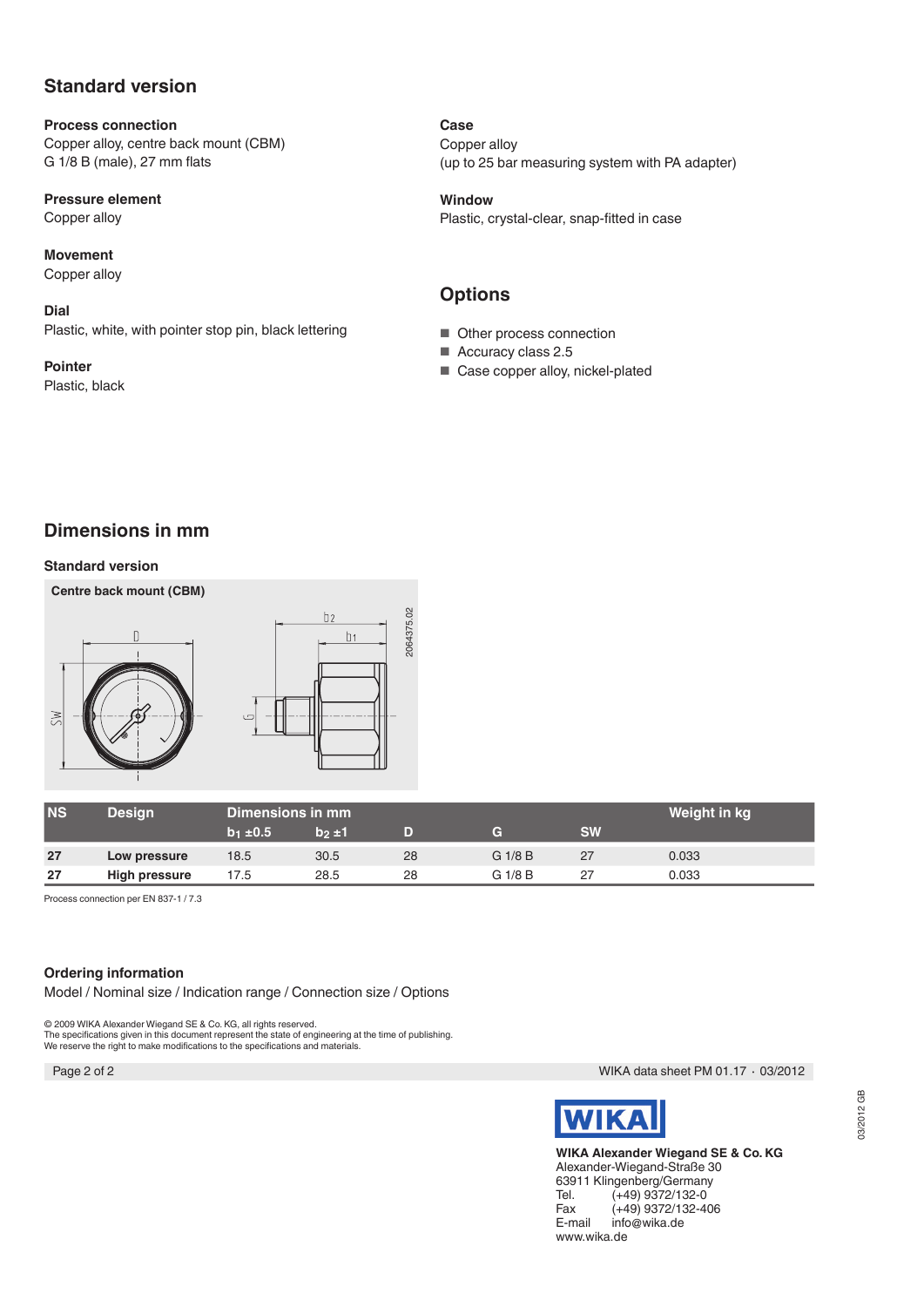## Standard version

**Process connection**
Copper alloy, centre back mount (CBM)
G 1/8 B (male), 27 mm flats

**Pressure element**
Copper alloy

**Movement**
Copper alloy

**Dial**
Plastic, white, with pointer stop pin, black lettering

**Pointer**
Plastic, black

**Case**
Copper alloy
(up to 25 bar measuring system with PA adapter)

**Window**
Plastic, crystal-clear, snap-fitted in case

## Options

- Other process connection
- Accuracy class 2.5
- Case copper alloy, nickel-plated

## Dimensions in mm

### Standard version

**Centre back mount (CBM)**

D
SW
G
$b_2$
$b_1$
2064375.02

| NS | Design | Dimensions in mm | | | | | Weight in kg |
|---|---|---|---|---|---|---|---|
| | | $b_1$ ±0.5 | $b_2$ ±1 | D | G | SW | |
| **27** | **Low pressure** | 18.5 | 30.5 | 28 | G 1/8 B | 27 | 0.033 |
| **27** | **High pressure** | 17.5 | 28.5 | 28 | G 1/8 B | 27 | 0.033 |

Process connection per EN 837-1 / 7.3

### Ordering information

Model / Nominal size / Indication range / Connection size / Options

© 2009 WIKA Alexander Wiegand SE & Co. KG, all rights reserved.
The specifications given in this document represent the state of engineering at the time of publishing.
We reserve the right to make modifications to the specifications and materials.

WIKA data sheet PM 01.17 · 03/2012

**WIKA Alexander Wiegand SE & Co. KG**
Alexander-Wiegand-Straße 30
63911 Klingenberg/Germany
Tel. (+49) 9372/132-0
Fax (+49) 9372/132-406
E-mail info@wika.de
www.wika.de

03/2012 GB